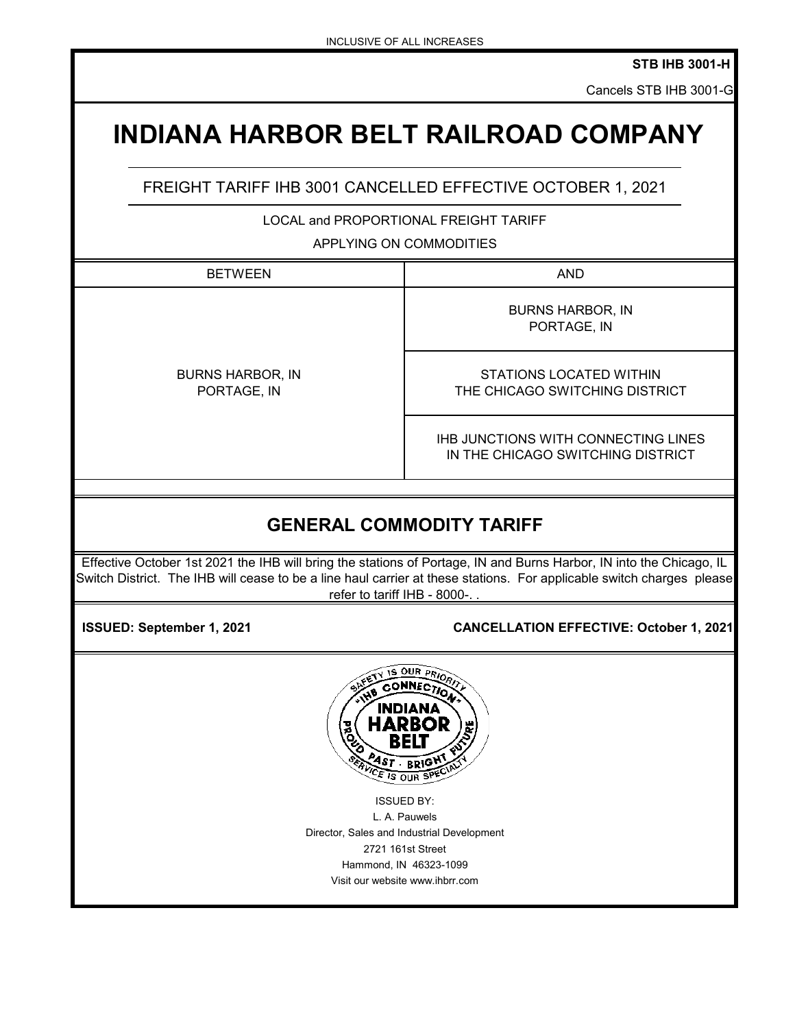INCLUSIVE OF ALL INCREASES

**STB IHB 3001-H**

Cancels STB IHB 3001-G

# INDIANA HARBOR BELT RAILROAD COMPANY

FREIGHT TARIFF IHB 3001 CANCELLED EFFECTIVE OCTOBER 1, 2021

LOCAL and PROPORTIONAL FREIGHT TARIFF

APPLYING ON COMMODITIES

| BETWEEN | AND |
|---|---|
| BURNS HARBOR, IN<br>PORTAGE, IN | BURNS HARBOR, IN<br>PORTAGE, IN |
| | STATIONS LOCATED WITHIN<br>THE CHICAGO SWITCHING DISTRICT |
| | IHB JUNCTIONS WITH CONNECTING LINES<br>IN THE CHICAGO SWITCHING DISTRICT |

## GENERAL COMMODITY TARIFF

Effective October 1st 2021 the IHB will bring the stations of Portage, IN and Burns Harbor, IN into the Chicago, IL Switch District. The IHB will cease to be a line haul carrier at these stations. For applicable switch charges please refer to tariff IHB - 8000-. .

**ISSUED: September 1, 2021** **CANCELLATION EFFECTIVE: October 1, 2021**

ISSUED BY:
L. A. Pauwels
Director, Sales and Industrial Development
2721 161st Street
Hammond, IN 46323-1099
Visit our website www.ihbrr.com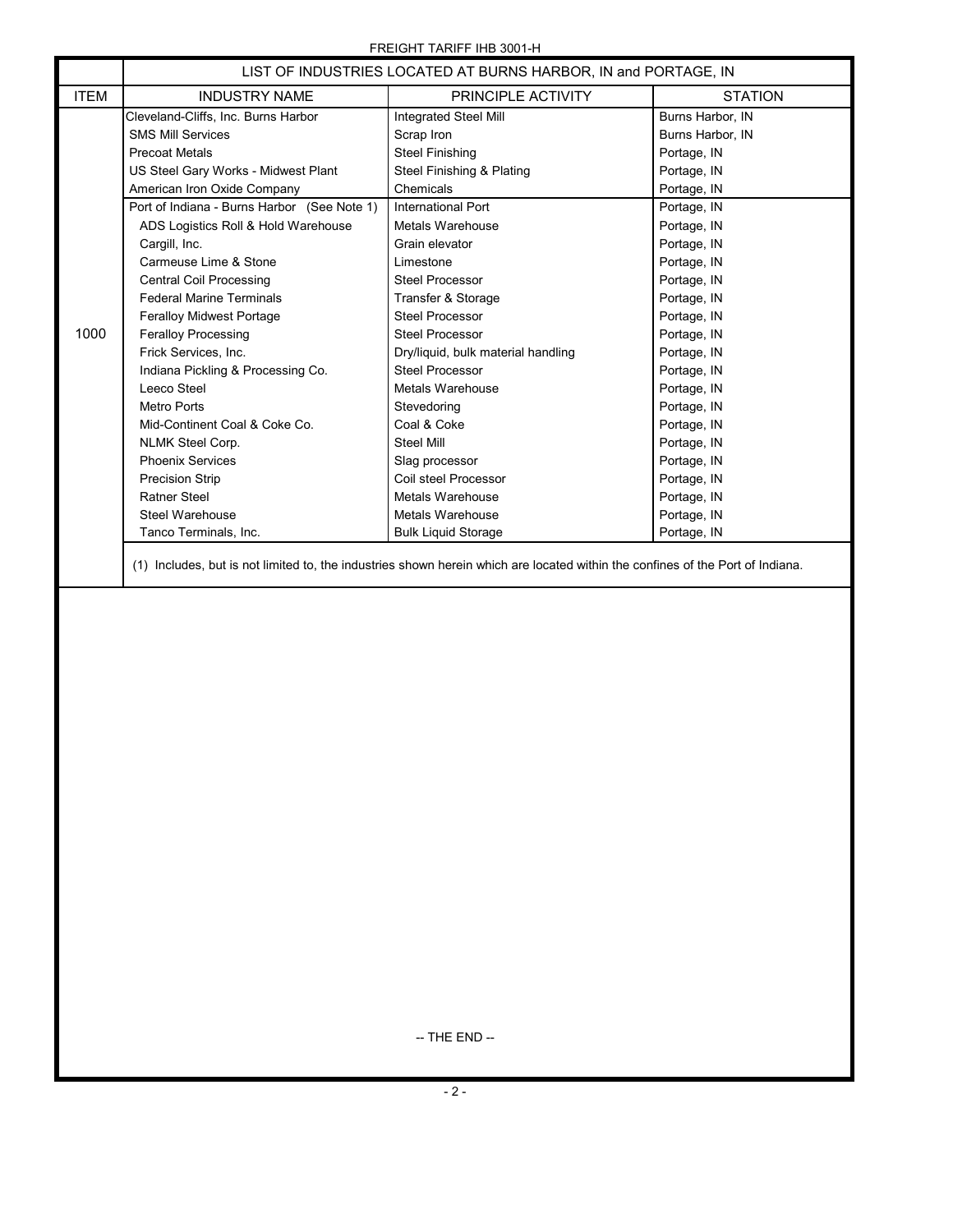| ITEM | LIST OF INDUSTRIES LOCATED AT BURNS HARBOR, IN and PORTAGE, IN | | |
|---|---|---|---|
| | INDUSTRY NAME | PRINCIPLE ACTIVITY | STATION |
| 1000 | Cleveland-Cliffs, Inc. Burns Harbor | Integrated Steel Mill | Burns Harbor, IN |
| | SMS Mill Services | Scrap Iron | Burns Harbor, IN |
| | Precoat Metals | Steel Finishing | Portage, IN |
| | US Steel Gary Works - Midwest Plant | Steel Finishing & Plating | Portage, IN |
| | American Iron Oxide Company | Chemicals | Portage, IN |
| | Port of Indiana - Burns Harbor (See Note 1) | International Port | Portage, IN |
| | ADS Logistics Roll & Hold Warehouse | Metals Warehouse | Portage, IN |
| | Cargill, Inc. | Grain elevator | Portage, IN |
| | Carmeuse Lime & Stone | Limestone | Portage, IN |
| | Central Coil Processing | Steel Processor | Portage, IN |
| | Federal Marine Terminals | Transfer & Storage | Portage, IN |
| | Feralloy Midwest Portage | Steel Processor | Portage, IN |
| | Feralloy Processing | Steel Processor | Portage, IN |
| | Frick Services, Inc. | Dry/liquid, bulk material handling | Portage, IN |
| | Indiana Pickling & Processing Co. | Steel Processor | Portage, IN |
| | Leeco Steel | Metals Warehouse | Portage, IN |
| | Metro Ports | Stevedoring | Portage, IN |
| | Mid-Continent Coal & Coke Co. | Coal & Coke | Portage, IN |
| | NLMK Steel Corp. | Steel Mill | Portage, IN |
| | Phoenix Services | Slag processor | Portage, IN |
| | Precision Strip | Coil steel Processor | Portage, IN |
| | Ratner Steel | Metals Warehouse | Portage, IN |
| | Steel Warehouse | Metals Warehouse | Portage, IN |
| | Tanco Terminals, Inc. | Bulk Liquid Storage | Portage, IN |

(1) Includes, but is not limited to, the industries shown herein which are located within the confines of the Port of Indiana.

-- THE END --